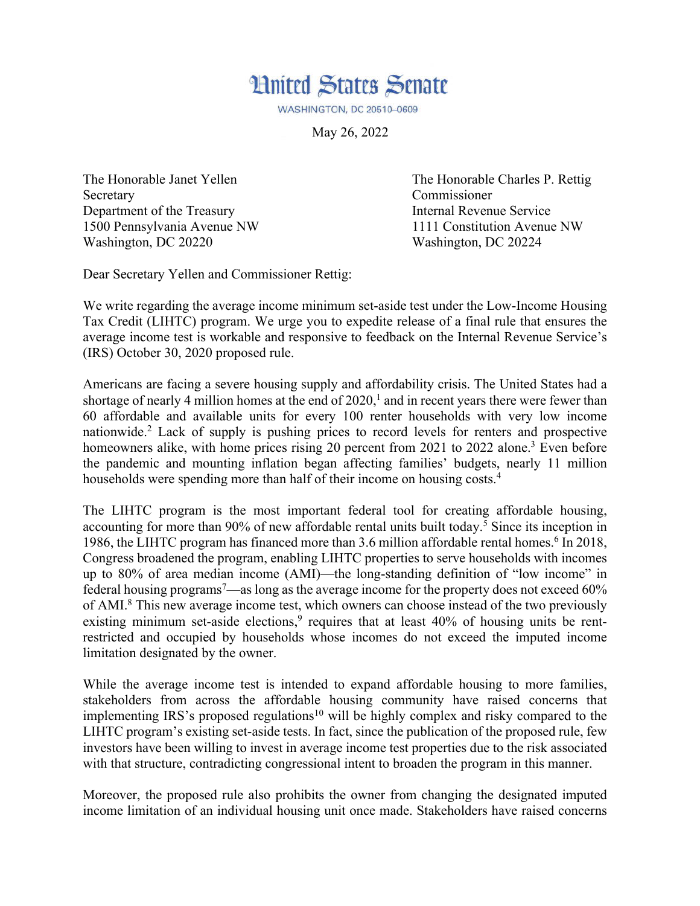# United States Senate

WASHINGTON, DC 20510–0609

May 26, 2022

The Honorable Janet Yellen
Secretary
Department of the Treasury
1500 Pennsylvania Avenue NW
Washington, DC 20220

The Honorable Charles P. Rettig
Commissioner
Internal Revenue Service
1111 Constitution Avenue NW
Washington, DC 20224

Dear Secretary Yellen and Commissioner Rettig:

We write regarding the average income minimum set-aside test under the Low-Income Housing Tax Credit (LIHTC) program. We urge you to expedite release of a final rule that ensures the average income test is workable and responsive to feedback on the Internal Revenue Service's (IRS) October 30, 2020 proposed rule.

Americans are facing a severe housing supply and affordability crisis. The United States had a shortage of nearly 4 million homes at the end of 2020,[1] and in recent years there were fewer than 60 affordable and available units for every 100 renter households with very low income nationwide.[2] Lack of supply is pushing prices to record levels for renters and prospective homeowners alike, with home prices rising 20 percent from 2021 to 2022 alone.[3] Even before the pandemic and mounting inflation began affecting families' budgets, nearly 11 million households were spending more than half of their income on housing costs.[4]

The LIHTC program is the most important federal tool for creating affordable housing, accounting for more than 90% of new affordable rental units built today.[5] Since its inception in 1986, the LIHTC program has financed more than 3.6 million affordable rental homes.[6] In 2018, Congress broadened the program, enabling LIHTC properties to serve households with incomes up to 80% of area median income (AMI)—the long-standing definition of "low income" in federal housing programs[7]—as long as the average income for the property does not exceed 60% of AMI.[8] This new average income test, which owners can choose instead of the two previously existing minimum set-aside elections,[9] requires that at least 40% of housing units be rent-restricted and occupied by households whose incomes do not exceed the imputed income limitation designated by the owner.

While the average income test is intended to expand affordable housing to more families, stakeholders from across the affordable housing community have raised concerns that implementing IRS's proposed regulations[10] will be highly complex and risky compared to the LIHTC program's existing set-aside tests. In fact, since the publication of the proposed rule, few investors have been willing to invest in average income test properties due to the risk associated with that structure, contradicting congressional intent to broaden the program in this manner.

Moreover, the proposed rule also prohibits the owner from changing the designated imputed income limitation of an individual housing unit once made. Stakeholders have raised concerns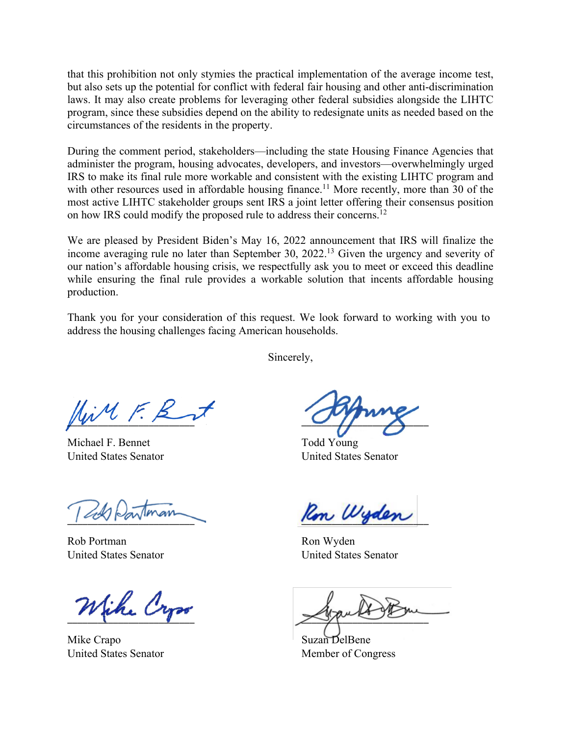that this prohibition not only stymies the practical implementation of the average income test, but also sets up the potential for conflict with federal fair housing and other anti-discrimination laws. It may also create problems for leveraging other federal subsidies alongside the LIHTC program, since these subsidies depend on the ability to redesignate units as needed based on the circumstances of the residents in the property.

During the comment period, stakeholders—including the state Housing Finance Agencies that administer the program, housing advocates, developers, and investors—overwhelmingly urged IRS to make its final rule more workable and consistent with the existing LIHTC program and with other resources used in affordable housing finance.[11] More recently, more than 30 of the most active LIHTC stakeholder groups sent IRS a joint letter offering their consensus position on how IRS could modify the proposed rule to address their concerns.[12]

We are pleased by President Biden's May 16, 2022 announcement that IRS will finalize the income averaging rule no later than September 30, 2022.[13] Given the urgency and severity of our nation's affordable housing crisis, we respectfully ask you to meet or exceed this deadline while ensuring the final rule provides a workable solution that incents affordable housing production.

Thank you for your consideration of this request. We look forward to working with you to address the housing challenges facing American households.

Sincerely,

Michael F. Bennet
United States Senator

Todd Young
United States Senator

Rob Portman
United States Senator

Ron Wyden
United States Senator

Mike Crapo
United States Senator

Suzan DelBene
Member of Congress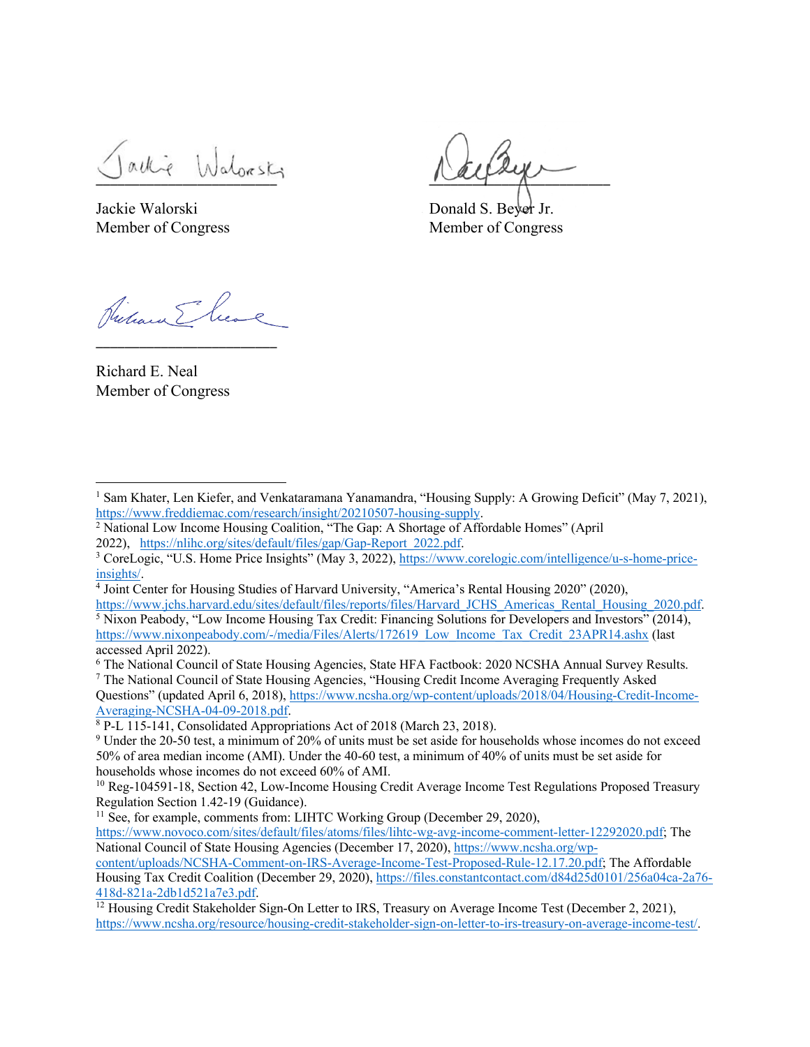Jackie Walorski
Member of Congress

Donald S. Beyer Jr.
Member of Congress

Richard E. Neal
Member of Congress

---

[1] Sam Khater, Len Kiefer, and Venkataramana Yanamandra, "Housing Supply: A Growing Deficit" (May 7, 2021), https://www.freddiemac.com/research/insight/20210507-housing-supply.

[2] National Low Income Housing Coalition, "The Gap: A Shortage of Affordable Homes" (April 2022), https://nlihc.org/sites/default/files/gap/Gap-Report_2022.pdf.

[3] CoreLogic, "U.S. Home Price Insights" (May 3, 2022), https://www.corelogic.com/intelligence/u-s-home-price-insights/.

[4] Joint Center for Housing Studies of Harvard University, "America's Rental Housing 2020" (2020), https://www.jchs.harvard.edu/sites/default/files/reports/files/Harvard_JCHS_Americas_Rental_Housing_2020.pdf.

[5] Nixon Peabody, "Low Income Housing Tax Credit: Financing Solutions for Developers and Investors" (2014), https://www.nixonpeabody.com/-/media/Files/Alerts/172619_Low_Income_Tax_Credit_23APR14.ashx (last accessed April 2022).

[6] The National Council of State Housing Agencies, State HFA Factbook: 2020 NCSHA Annual Survey Results.

[7] The National Council of State Housing Agencies, "Housing Credit Income Averaging Frequently Asked Questions" (updated April 6, 2018), https://www.ncsha.org/wp-content/uploads/2018/04/Housing-Credit-Income-Averaging-NCSHA-04-09-2018.pdf.

[8] P-L 115-141, Consolidated Appropriations Act of 2018 (March 23, 2018).

[9] Under the 20-50 test, a minimum of 20% of units must be set aside for households whose incomes do not exceed 50% of area median income (AMI). Under the 40-60 test, a minimum of 40% of units must be set aside for households whose incomes do not exceed 60% of AMI.

[10] Reg-104591-18, Section 42, Low-Income Housing Credit Average Income Test Regulations Proposed Treasury Regulation Section 1.42-19 (Guidance).

[11] See, for example, comments from: LIHTC Working Group (December 29, 2020), https://www.novoco.com/sites/default/files/atoms/files/lihtc-wg-avg-income-comment-letter-12292020.pdf; The National Council of State Housing Agencies (December 17, 2020), https://www.ncsha.org/wp-content/uploads/NCSHA-Comment-on-IRS-Average-Income-Test-Proposed-Rule-12.17.20.pdf; The Affordable Housing Tax Credit Coalition (December 29, 2020), https://files.constantcontact.com/d84d25d0101/256a04ca-2a76-418d-821a-2db1d521a7e3.pdf.

[12] Housing Credit Stakeholder Sign-On Letter to IRS, Treasury on Average Income Test (December 2, 2021), https://www.ncsha.org/resource/housing-credit-stakeholder-sign-on-letter-to-irs-treasury-on-average-income-test/.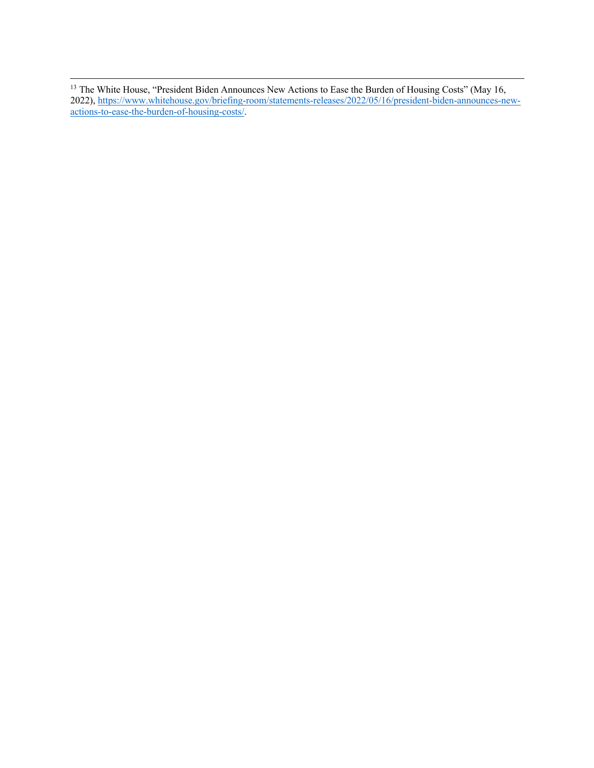[13] The White House, "President Biden Announces New Actions to Ease the Burden of Housing Costs" (May 16, 2022), https://www.whitehouse.gov/briefing-room/statements-releases/2022/05/16/president-biden-announces-new-actions-to-ease-the-burden-of-housing-costs/.